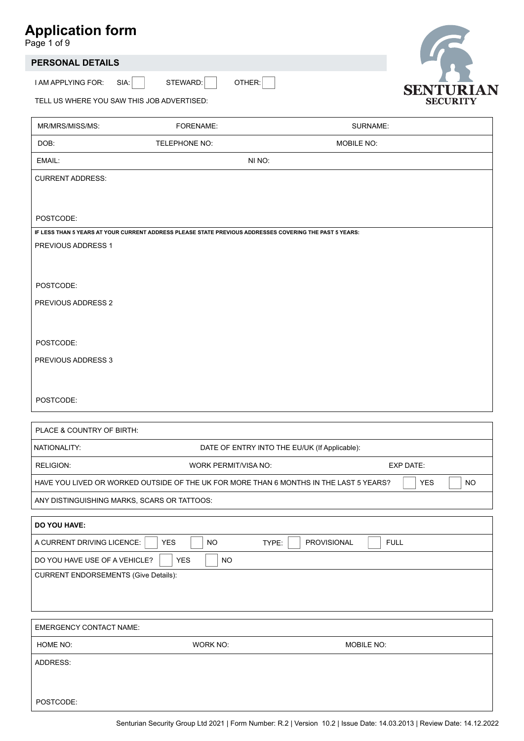# Application form

## PERSONAL DETAILS

I AM APPLYING FOR: SIA: ☐ STEWARD: ☐ OTHER: ☐

TELL US WHERE YOU SAW THIS JOB ADVERTISED:

SENTURIAN SECURITY

| MR/MRS/MISS/MS: | FORENAME: | SURNAME: |
|---|---|---|
| DOB: | TELEPHONE NO: | MOBILE NO: |
| EMAIL: | NI NO: | |

CURRENT ADDRESS:

POSTCODE:

**IF LESS THAN 5 YEARS AT YOUR CURRENT ADDRESS PLEASE STATE PREVIOUS ADDRESSES COVERING THE PAST 5 YEARS:**

PREVIOUS ADDRESS 1

POSTCODE:

PREVIOUS ADDRESS 2

POSTCODE:

PREVIOUS ADDRESS 3

POSTCODE:

PLACE & COUNTRY OF BIRTH:

| NATIONALITY: | DATE OF ENTRY INTO THE EU/UK (If Applicable): | |
|---|---|---|
| RELIGION: | WORK PERMIT/VISA NO: | EXP DATE: |

HAVE YOU LIVED OR WORKED OUTSIDE OF THE UK FOR MORE THAN 6 MONTHS IN THE LAST 5 YEARS? ☐ YES ☐ NO

ANY DISTINGUISHING MARKS, SCARS OR TATTOOS:

**DO YOU HAVE:**

A CURRENT DRIVING LICENCE: ☐ YES ☐ NO TYPE: ☐ PROVISIONAL ☐ FULL

DO YOU HAVE USE OF A VEHICLE? ☐ YES ☐ NO

CURRENT ENDORSEMENTS (Give Details):

EMERGENCY CONTACT NAME:

| HOME NO: | WORK NO: | MOBILE NO: |
|---|---|---|

ADDRESS:

POSTCODE:

Senturian Security Group Ltd 2021 | Form Number: R.2 | Version 10.2 | Issue Date: 14.03.2013 | Review Date: 14.12.2022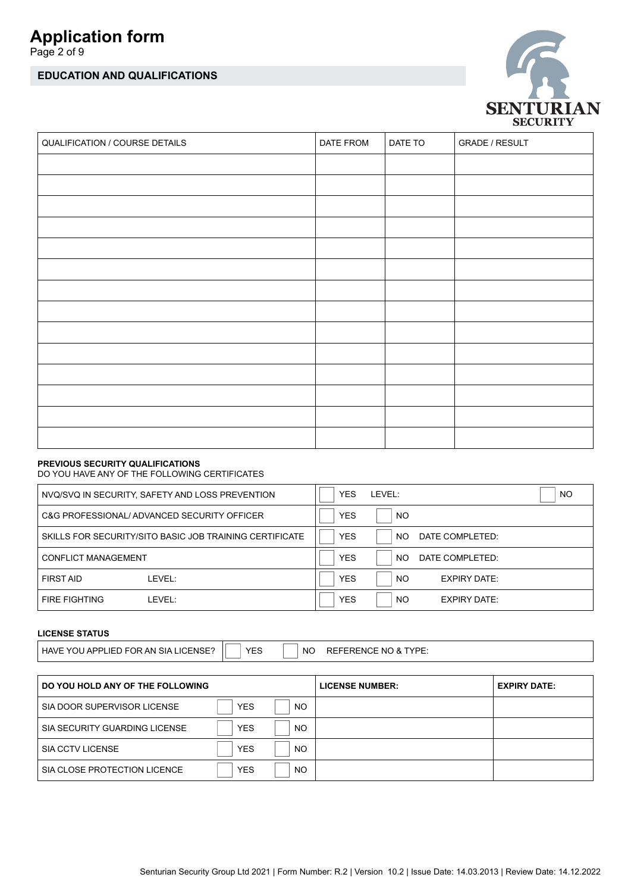# Application form

## EDUCATION AND QUALIFICATIONS

| QUALIFICATION / COURSE DETAILS | DATE FROM | DATE TO | GRADE / RESULT |
|---|---|---|---|
| | | | |
| | | | |
| | | | |
| | | | |
| | | | |
| | | | |
| | | | |
| | | | |
| | | | |
| | | | |
| | | | |
| | | | |
| | | | |
| | | | |

**PREVIOUS SECURITY QUALIFICATIONS**
DO YOU HAVE ANY OF THE FOLLOWING CERTIFICATES

| | |
|---|---|
| NVQ/SVQ IN SECURITY, SAFETY AND LOSS PREVENTION | ☐ YES LEVEL: ☐ NO |
| C&G PROFESSIONAL/ ADVANCED SECURITY OFFICER | ☐ YES ☐ NO |
| SKILLS FOR SECURITY/SITO BASIC JOB TRAINING CERTIFICATE | ☐ YES ☐ NO DATE COMPLETED: |
| CONFLICT MANAGEMENT | ☐ YES ☐ NO DATE COMPLETED: |
| FIRST AID LEVEL: | ☐ YES ☐ NO EXPIRY DATE: |
| FIRE FIGHTING LEVEL: | ☐ YES ☐ NO EXPIRY DATE: |

**LICENSE STATUS**

| | |
|---|---|
| HAVE YOU APPLIED FOR AN SIA LICENSE? | ☐ YES ☐ NO REFERENCE NO & TYPE: |

| DO YOU HOLD ANY OF THE FOLLOWING | | LICENSE NUMBER: | EXPIRY DATE: |
|---|---|---|---|
| SIA DOOR SUPERVISOR LICENSE | ☐ YES ☐ NO | | |
| SIA SECURITY GUARDING LICENSE | ☐ YES ☐ NO | | |
| SIA CCTV LICENSE | ☐ YES ☐ NO | | |
| SIA CLOSE PROTECTION LICENCE | ☐ YES ☐ NO | | |

Senturian Security Group Ltd 2021 | Form Number: R.2 | Version 10.2 | Issue Date: 14.03.2013 | Review Date: 14.12.2022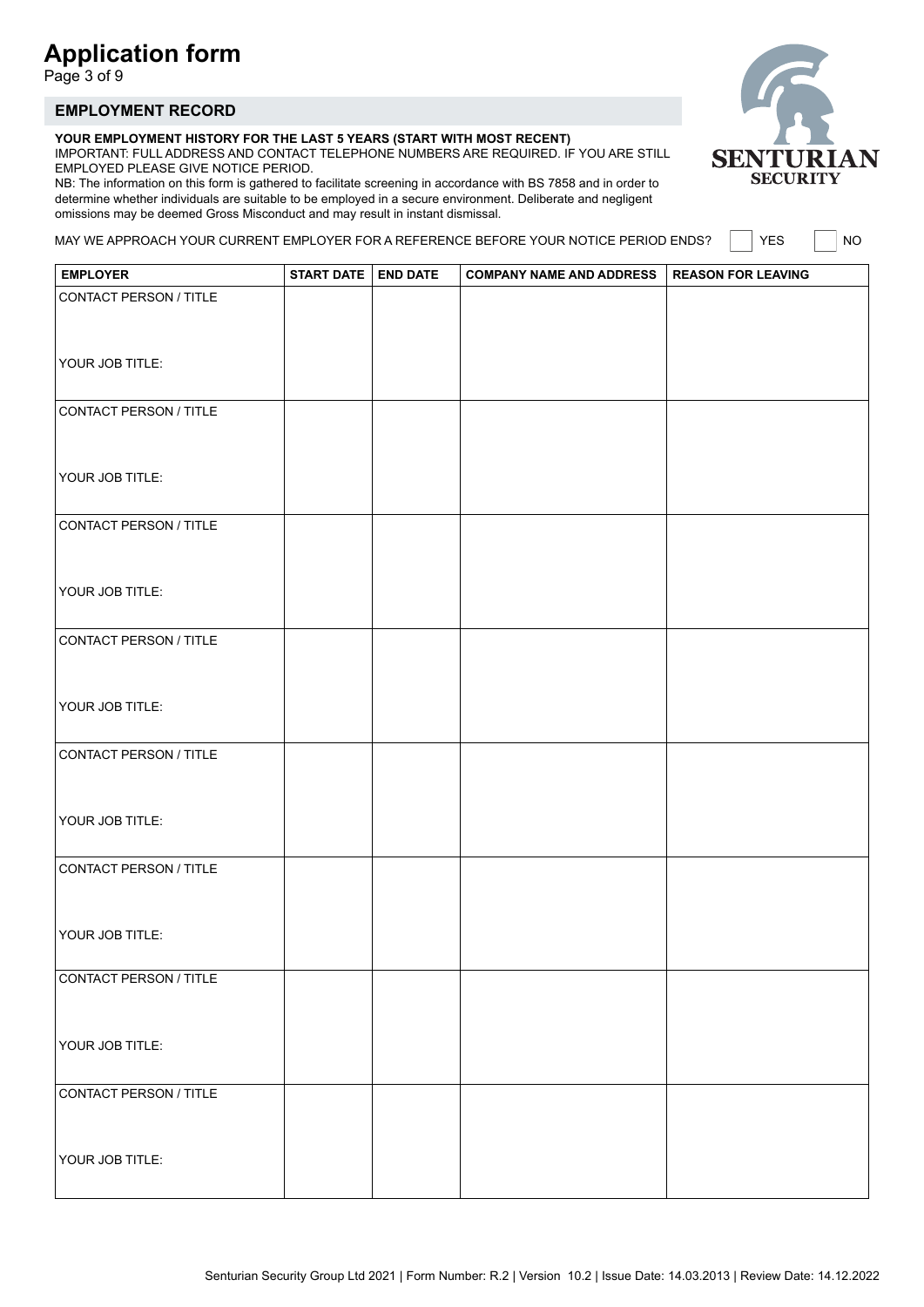# Application form

Page 3 of 9

## EMPLOYMENT RECORD

**YOUR EMPLOYMENT HISTORY FOR THE LAST 5 YEARS (START WITH MOST RECENT)**
IMPORTANT: FULL ADDRESS AND CONTACT TELEPHONE NUMBERS ARE REQUIRED. IF YOU ARE STILL EMPLOYED PLEASE GIVE NOTICE PERIOD.
NB: The information on this form is gathered to facilitate screening in accordance with BS 7858 and in order to determine whether individuals are suitable to be employed in a secure environment. Deliberate and negligent omissions may be deemed Gross Misconduct and may result in instant dismissal.

SENTURIAN SECURITY

MAY WE APPROACH YOUR CURRENT EMPLOYER FOR A REFERENCE BEFORE YOUR NOTICE PERIOD ENDS? ☐ YES ☐ NO

| EMPLOYER | START DATE | END DATE | COMPANY NAME AND ADDRESS | REASON FOR LEAVING |
|---|---|---|---|---|
| CONTACT PERSON / TITLE<br><br>YOUR JOB TITLE: | | | | |
| CONTACT PERSON / TITLE<br><br>YOUR JOB TITLE: | | | | |
| CONTACT PERSON / TITLE<br><br>YOUR JOB TITLE: | | | | |
| CONTACT PERSON / TITLE<br><br>YOUR JOB TITLE: | | | | |
| CONTACT PERSON / TITLE<br><br>YOUR JOB TITLE: | | | | |
| CONTACT PERSON / TITLE<br><br>YOUR JOB TITLE: | | | | |
| CONTACT PERSON / TITLE<br><br>YOUR JOB TITLE: | | | | |
| CONTACT PERSON / TITLE<br><br>YOUR JOB TITLE: | | | | |

Senturian Security Group Ltd 2021 | Form Number: R.2 | Version 10.2 | Issue Date: 14.03.2013 | Review Date: 14.12.2022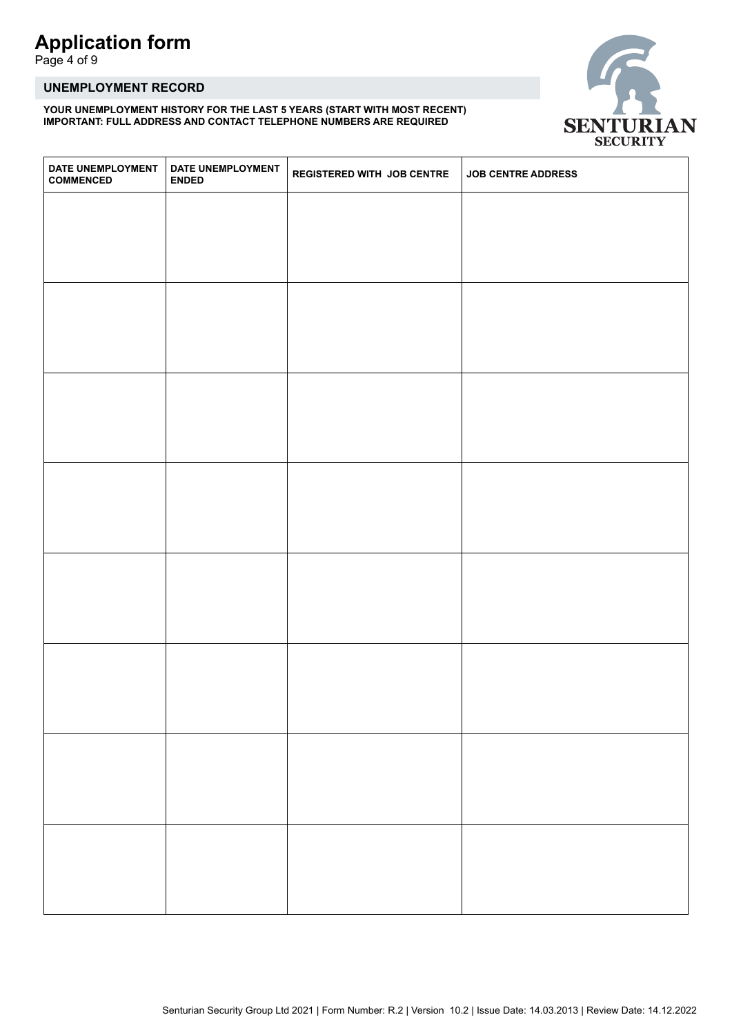# Application form

## UNEMPLOYMENT RECORD

**YOUR UNEMPLOYMENT HISTORY FOR THE LAST 5 YEARS (START WITH MOST RECENT)**
**IMPORTANT: FULL ADDRESS AND CONTACT TELEPHONE NUMBERS ARE REQUIRED**

SENTURIAN SECURITY

| DATE UNEMPLOYMENT COMMENCED | DATE UNEMPLOYMENT ENDED | REGISTERED WITH JOB CENTRE | JOB CENTRE ADDRESS |
|---|---|---|---|
| | | | |
| | | | |
| | | | |
| | | | |
| | | | |
| | | | |
| | | | |
| | | | |

Senturian Security Group Ltd 2021 | Form Number: R.2 | Version 10.2 | Issue Date: 14.03.2013 | Review Date: 14.12.2022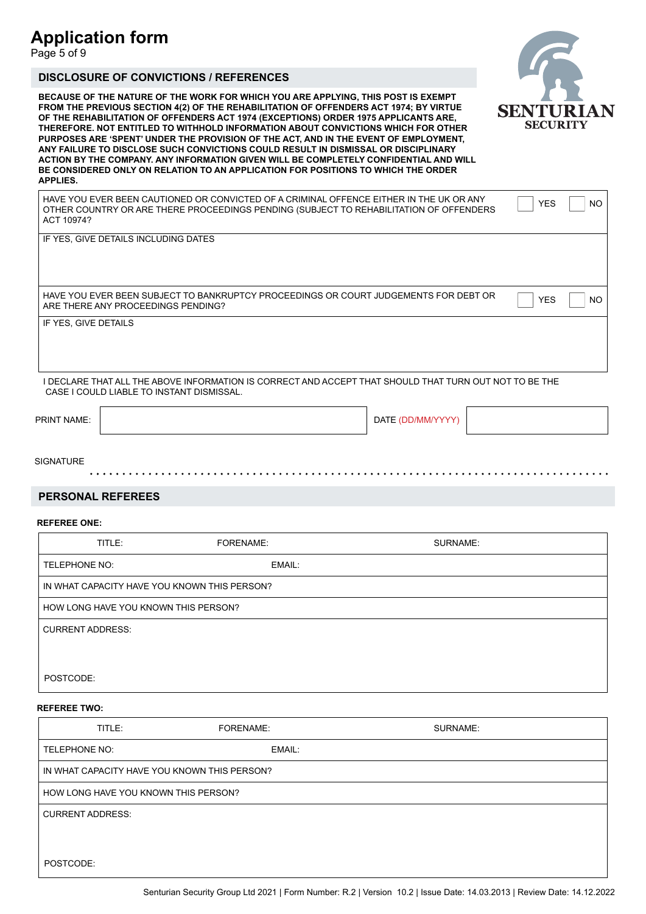# Application form

## DISCLOSURE OF CONVICTIONS / REFERENCES

**BECAUSE OF THE NATURE OF THE WORK FOR WHICH YOU ARE APPLYING, THIS POST IS EXEMPT FROM THE PREVIOUS SECTION 4(2) OF THE REHABILITATION OF OFFENDERS ACT 1974; BY VIRTUE OF THE REHABILITATION OF OFFENDERS ACT 1974 (EXCEPTIONS) ORDER 1975 APPLICANTS ARE, THEREFORE. NOT ENTITLED TO WITHHOLD INFORMATION ABOUT CONVICTIONS WHICH FOR OTHER PURPOSES ARE 'SPENT' UNDER THE PROVISION OF THE ACT, AND IN THE EVENT OF EMPLOYMENT, ANY FAILURE TO DISCLOSE SUCH CONVICTIONS COULD RESULT IN DISMISSAL OR DISCIPLINARY ACTION BY THE COMPANY. ANY INFORMATION GIVEN WILL BE COMPLETELY CONFIDENTIAL AND WILL BE CONSIDERED ONLY ON RELATION TO AN APPLICATION FOR POSITIONS TO WHICH THE ORDER APPLIES.**

| | | |
|---|---|---|
| HAVE YOU EVER BEEN CAUTIONED OR CONVICTED OF A CRIMINAL OFFENCE EITHER IN THE UK OR ANY OTHER COUNTRY OR ARE THERE PROCEEDINGS PENDING (SUBJECT TO REHABILITATION OF OFFENDERS ACT 10974? | ☐ YES | ☐ NO |
| IF YES, GIVE DETAILS INCLUDING DATES | | |
| HAVE YOU EVER BEEN SUBJECT TO BANKRUPTCY PROCEEDINGS OR COURT JUDGEMENTS FOR DEBT OR ARE THERE ANY PROCEEDINGS PENDING? | ☐ YES | ☐ NO |
| IF YES, GIVE DETAILS | | |

I DECLARE THAT ALL THE ABOVE INFORMATION IS CORRECT AND ACCEPT THAT SHOULD THAT TURN OUT NOT TO BE THE CASE I COULD LIABLE TO INSTANT DISMISSAL.

| PRINT NAME: | | DATE (DD/MM/YYYY) | |
|---|---|---|---|

SIGNATURE ........................................................................

## PERSONAL REFEREES

**REFEREE ONE:**

| TITLE: | FORENAME: | SURNAME: |
|---|---|---|
| TELEPHONE NO: | EMAIL: | |
| IN WHAT CAPACITY HAVE YOU KNOWN THIS PERSON? | | |
| HOW LONG HAVE YOU KNOWN THIS PERSON? | | |
| CURRENT ADDRESS: | | |
| POSTCODE: | | |

**REFEREE TWO:**

| TITLE: | FORENAME: | SURNAME: |
|---|---|---|
| TELEPHONE NO: | EMAIL: | |
| IN WHAT CAPACITY HAVE YOU KNOWN THIS PERSON? | | |
| HOW LONG HAVE YOU KNOWN THIS PERSON? | | |
| CURRENT ADDRESS: | | |
| POSTCODE: | | |

Senturian Security Group Ltd 2021 | Form Number: R.2 | Version 10.2 | Issue Date: 14.03.2013 | Review Date: 14.12.2022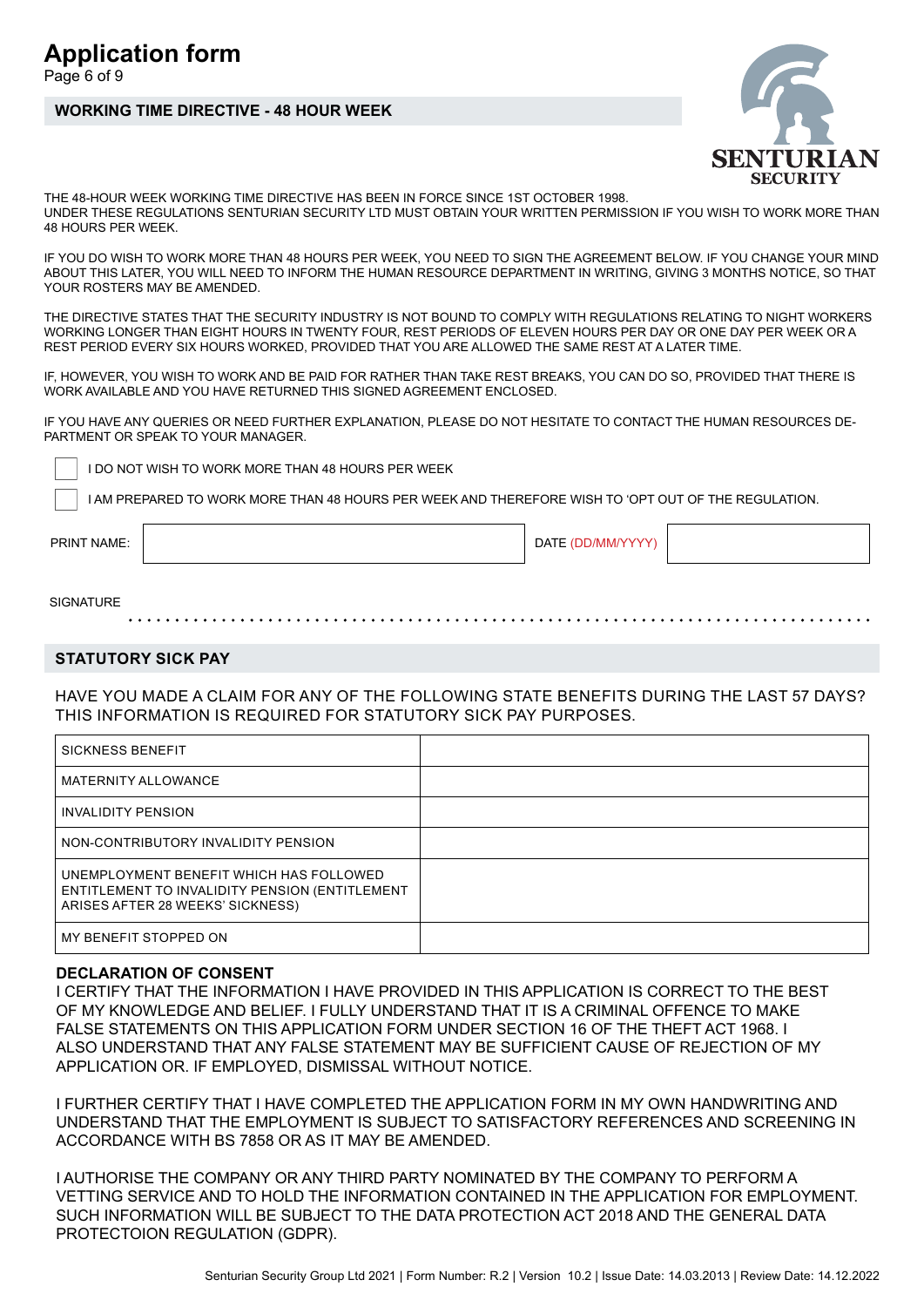# Application form

## WORKING TIME DIRECTIVE - 48 HOUR WEEK

THE 48-HOUR WEEK WORKING TIME DIRECTIVE HAS BEEN IN FORCE SINCE 1ST OCTOBER 1998.
UNDER THESE REGULATIONS SENTURIAN SECURITY LTD MUST OBTAIN YOUR WRITTEN PERMISSION IF YOU WISH TO WORK MORE THAN 48 HOURS PER WEEK.

IF YOU DO WISH TO WORK MORE THAN 48 HOURS PER WEEK, YOU NEED TO SIGN THE AGREEMENT BELOW. IF YOU CHANGE YOUR MIND ABOUT THIS LATER, YOU WILL NEED TO INFORM THE HUMAN RESOURCE DEPARTMENT IN WRITING, GIVING 3 MONTHS NOTICE, SO THAT YOUR ROSTERS MAY BE AMENDED.

THE DIRECTIVE STATES THAT THE SECURITY INDUSTRY IS NOT BOUND TO COMPLY WITH REGULATIONS RELATING TO NIGHT WORKERS WORKING LONGER THAN EIGHT HOURS IN TWENTY FOUR, REST PERIODS OF ELEVEN HOURS PER DAY OR ONE DAY PER WEEK OR A REST PERIOD EVERY SIX HOURS WORKED, PROVIDED THAT YOU ARE ALLOWED THE SAME REST AT A LATER TIME.

IF, HOWEVER, YOU WISH TO WORK AND BE PAID FOR RATHER THAN TAKE REST BREAKS, YOU CAN DO SO, PROVIDED THAT THERE IS WORK AVAILABLE AND YOU HAVE RETURNED THIS SIGNED AGREEMENT ENCLOSED.

IF YOU HAVE ANY QUERIES OR NEED FURTHER EXPLANATION, PLEASE DO NOT HESITATE TO CONTACT THE HUMAN RESOURCES DEPARTMENT OR SPEAK TO YOUR MANAGER.

☐ I DO NOT WISH TO WORK MORE THAN 48 HOURS PER WEEK

☐ I AM PREPARED TO WORK MORE THAN 48 HOURS PER WEEK AND THEREFORE WISH TO 'OPT OUT OF THE REGULATION.

| PRINT NAME: | | DATE (DD/MM/YYYY) | |
|---|---|---|---|

SIGNATURE ..............................................................................

## STATUTORY SICK PAY

HAVE YOU MADE A CLAIM FOR ANY OF THE FOLLOWING STATE BENEFITS DURING THE LAST 57 DAYS? THIS INFORMATION IS REQUIRED FOR STATUTORY SICK PAY PURPOSES.

| | |
|---|---|
| SICKNESS BENEFIT | |
| MATERNITY ALLOWANCE | |
| INVALIDITY PENSION | |
| NON-CONTRIBUTORY INVALIDITY PENSION | |
| UNEMPLOYMENT BENEFIT WHICH HAS FOLLOWED ENTITLEMENT TO INVALIDITY PENSION (ENTITLEMENT ARISES AFTER 28 WEEKS' SICKNESS) | |
| MY BENEFIT STOPPED ON | |

### DECLARATION OF CONSENT

I CERTIFY THAT THE INFORMATION I HAVE PROVIDED IN THIS APPLICATION IS CORRECT TO THE BEST OF MY KNOWLEDGE AND BELIEF. I FULLY UNDERSTAND THAT IT IS A CRIMINAL OFFENCE TO MAKE FALSE STATEMENTS ON THIS APPLICATION FORM UNDER SECTION 16 OF THE THEFT ACT 1968. I ALSO UNDERSTAND THAT ANY FALSE STATEMENT MAY BE SUFFICIENT CAUSE OF REJECTION OF MY APPLICATION OR. IF EMPLOYED, DISMISSAL WITHOUT NOTICE.

I FURTHER CERTIFY THAT I HAVE COMPLETED THE APPLICATION FORM IN MY OWN HANDWRITING AND UNDERSTAND THAT THE EMPLOYMENT IS SUBJECT TO SATISFACTORY REFERENCES AND SCREENING IN ACCORDANCE WITH BS 7858 OR AS IT MAY BE AMENDED.

I AUTHORISE THE COMPANY OR ANY THIRD PARTY NOMINATED BY THE COMPANY TO PERFORM A VETTING SERVICE AND TO HOLD THE INFORMATION CONTAINED IN THE APPLICATION FOR EMPLOYMENT. SUCH INFORMATION WILL BE SUBJECT TO THE DATA PROTECTION ACT 2018 AND THE GENERAL DATA PROTECTOION REGULATION (GDPR).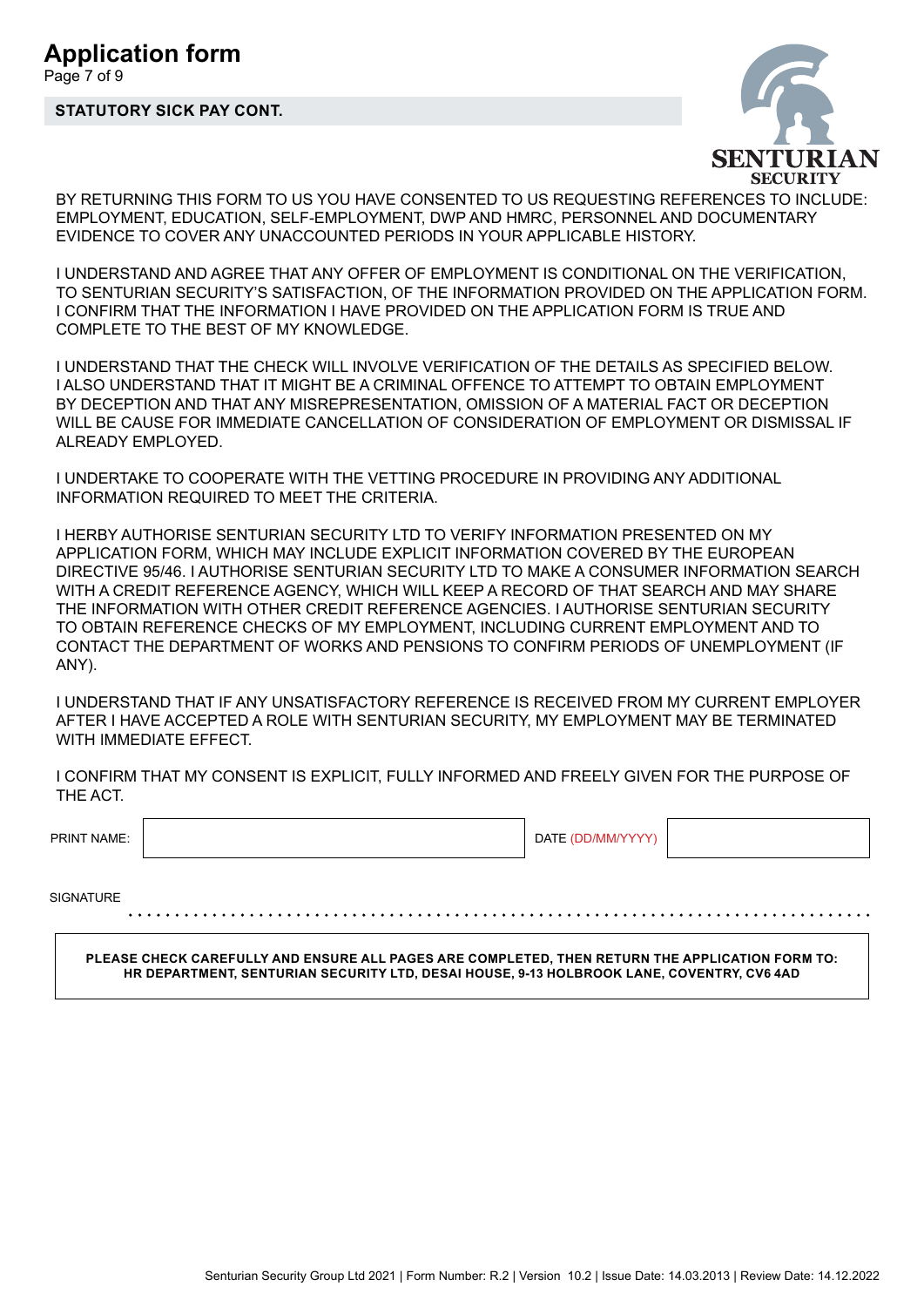# Application form

## STATUTORY SICK PAY CONT.

BY RETURNING THIS FORM TO US YOU HAVE CONSENTED TO US REQUESTING REFERENCES TO INCLUDE: EMPLOYMENT, EDUCATION, SELF-EMPLOYMENT, DWP AND HMRC, PERSONNEL AND DOCUMENTARY EVIDENCE TO COVER ANY UNACCOUNTED PERIODS IN YOUR APPLICABLE HISTORY.

I UNDERSTAND AND AGREE THAT ANY OFFER OF EMPLOYMENT IS CONDITIONAL ON THE VERIFICATION, TO SENTURIAN SECURITY'S SATISFACTION, OF THE INFORMATION PROVIDED ON THE APPLICATION FORM. I CONFIRM THAT THE INFORMATION I HAVE PROVIDED ON THE APPLICATION FORM IS TRUE AND COMPLETE TO THE BEST OF MY KNOWLEDGE.

I UNDERSTAND THAT THE CHECK WILL INVOLVE VERIFICATION OF THE DETAILS AS SPECIFIED BELOW. I ALSO UNDERSTAND THAT IT MIGHT BE A CRIMINAL OFFENCE TO ATTEMPT TO OBTAIN EMPLOYMENT BY DECEPTION AND THAT ANY MISREPRESENTATION, OMISSION OF A MATERIAL FACT OR DECEPTION WILL BE CAUSE FOR IMMEDIATE CANCELLATION OF CONSIDERATION OF EMPLOYMENT OR DISMISSAL IF ALREADY EMPLOYED.

I UNDERTAKE TO COOPERATE WITH THE VETTING PROCEDURE IN PROVIDING ANY ADDITIONAL INFORMATION REQUIRED TO MEET THE CRITERIA.

I HERBY AUTHORISE SENTURIAN SECURITY LTD TO VERIFY INFORMATION PRESENTED ON MY APPLICATION FORM, WHICH MAY INCLUDE EXPLICIT INFORMATION COVERED BY THE EUROPEAN DIRECTIVE 95/46. I AUTHORISE SENTURIAN SECURITY LTD TO MAKE A CONSUMER INFORMATION SEARCH WITH A CREDIT REFERENCE AGENCY, WHICH WILL KEEP A RECORD OF THAT SEARCH AND MAY SHARE THE INFORMATION WITH OTHER CREDIT REFERENCE AGENCIES. I AUTHORISE SENTURIAN SECURITY TO OBTAIN REFERENCE CHECKS OF MY EMPLOYMENT, INCLUDING CURRENT EMPLOYMENT AND TO CONTACT THE DEPARTMENT OF WORKS AND PENSIONS TO CONFIRM PERIODS OF UNEMPLOYMENT (IF ANY).

I UNDERSTAND THAT IF ANY UNSATISFACTORY REFERENCE IS RECEIVED FROM MY CURRENT EMPLOYER AFTER I HAVE ACCEPTED A ROLE WITH SENTURIAN SECURITY, MY EMPLOYMENT MAY BE TERMINATED WITH IMMEDIATE EFFECT.

I CONFIRM THAT MY CONSENT IS EXPLICIT, FULLY INFORMED AND FREELY GIVEN FOR THE PURPOSE OF THE ACT.

| PRINT NAME: | | DATE (DD/MM/YYYY) | |
|---|---|---|---|

SIGNATURE ..................................................................................

**PLEASE CHECK CAREFULLY AND ENSURE ALL PAGES ARE COMPLETED, THEN RETURN THE APPLICATION FORM TO: HR DEPARTMENT, SENTURIAN SECURITY LTD, DESAI HOUSE, 9-13 HOLBROOK LANE, COVENTRY, CV6 4AD**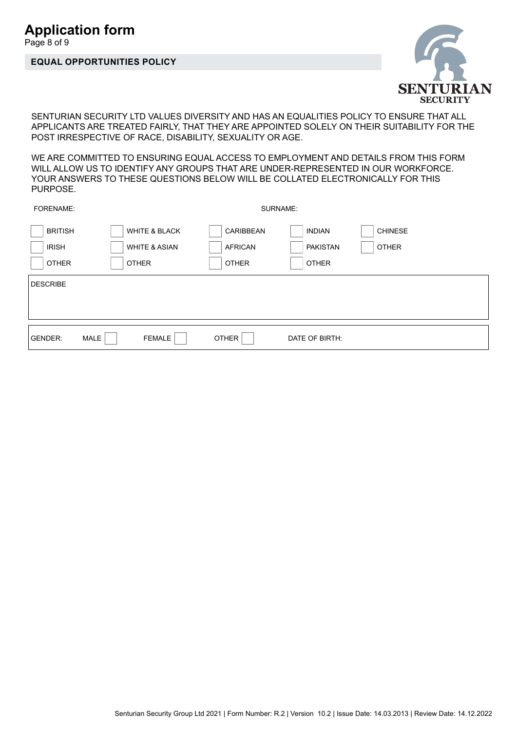# Application form

## EQUAL OPPORTUNITIES POLICY

SENTURIAN SECURITY

SENTURIAN SECURITY LTD VALUES DIVERSITY AND HAS AN EQUALITIES POLICY TO ENSURE THAT ALL APPLICANTS ARE TREATED FAIRLY, THAT THEY ARE APPOINTED SOLELY ON THEIR SUITABILITY FOR THE POST IRRESPECTIVE OF RACE, DISABILITY, SEXUALITY OR AGE.

WE ARE COMMITTED TO ENSURING EQUAL ACCESS TO EMPLOYMENT AND DETAILS FROM THIS FORM WILL ALLOW US TO IDENTIFY ANY GROUPS THAT ARE UNDER-REPRESENTED IN OUR WORKFORCE. YOUR ANSWERS TO THESE QUESTIONS BELOW WILL BE COLLATED ELECTRONICALLY FOR THIS PURPOSE.

FORENAME: SURNAME:

| | | | | |
|---|---|---|---|---|
| ☐ BRITISH | ☐ WHITE & BLACK | ☐ CARIBBEAN | ☐ INDIAN | ☐ CHINESE |
| ☐ IRISH | ☐ WHITE & ASIAN | ☐ AFRICAN | ☐ PAKISTAN | ☐ OTHER |
| ☐ OTHER | ☐ OTHER | ☐ OTHER | ☐ OTHER | |

DESCRIBE

GENDER: MALE ☐ FEMALE ☐ OTHER ☐ DATE OF BIRTH:

Senturian Security Group Ltd 2021 | Form Number: R.2 | Version 10.2 | Issue Date: 14.03.2013 | Review Date: 14.12.2022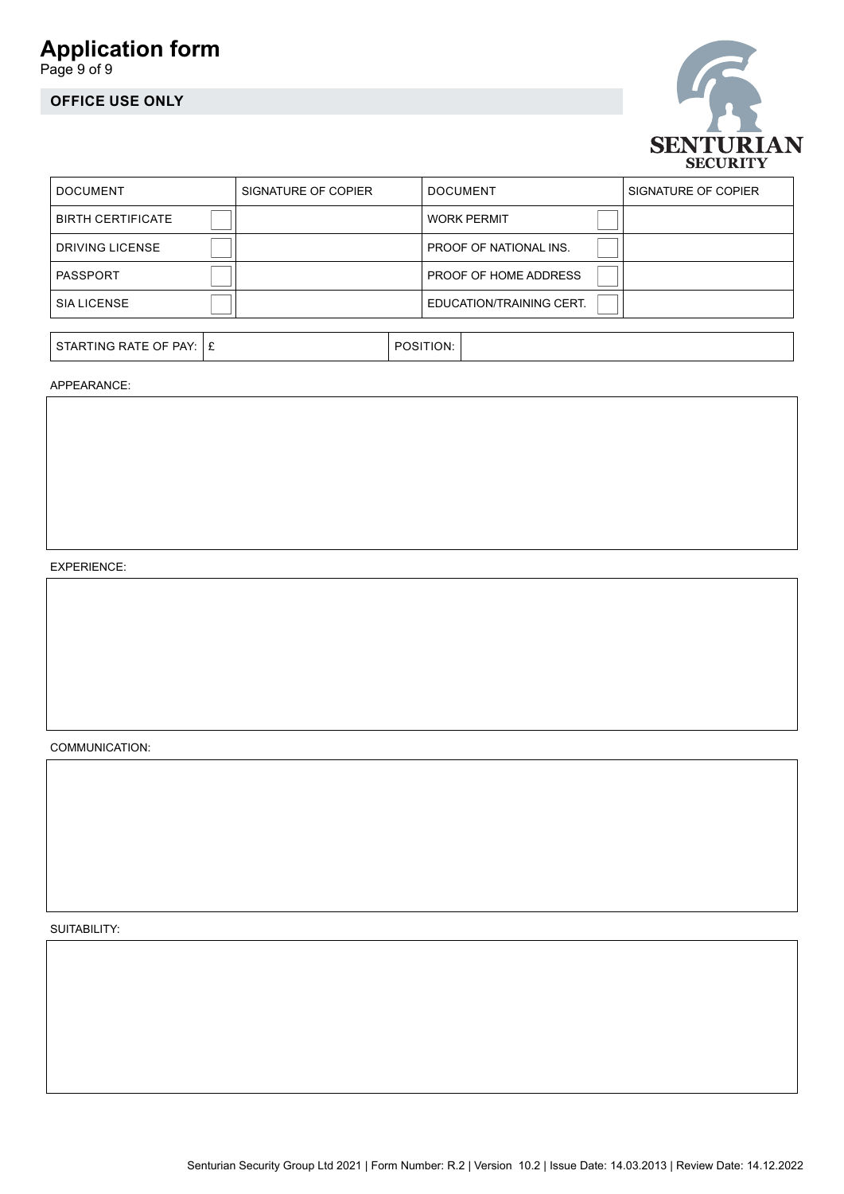# Application form

Page 9 of 9

## OFFICE USE ONLY

SENTURIAN SECURITY

| DOCUMENT | | SIGNATURE OF COPIER | DOCUMENT | | SIGNATURE OF COPIER |
|---|---|---|---|---|---|
| BIRTH CERTIFICATE | ☐ | | WORK PERMIT | ☐ | |
| DRIVING LICENSE | ☐ | | PROOF OF NATIONAL INS. | ☐ | |
| PASSPORT | ☐ | | PROOF OF HOME ADDRESS | ☐ | |
| SIA LICENSE | ☐ | | EDUCATION/TRAINING CERT. | ☐ | |

| | | | |
|---|---|---|---|
| STARTING RATE OF PAY: | £ | POSITION: | |

APPEARANCE:

EXPERIENCE:

COMMUNICATION:

SUITABILITY:

Senturian Security Group Ltd 2021 | Form Number: R.2 | Version 10.2 | Issue Date: 14.03.2013 | Review Date: 14.12.2022